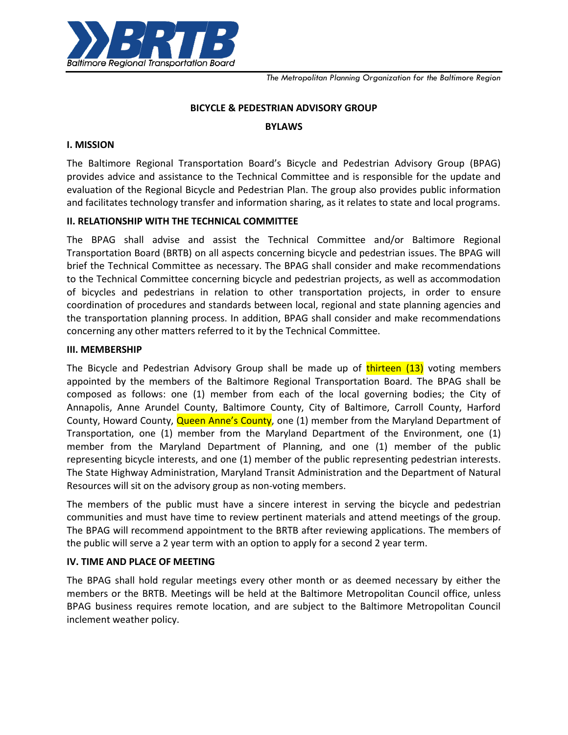Baltimore Regional Transportation Board

*The Metropolitan Planning Organization for the Baltimore Region*

**BICYCLE & PEDESTRIAN ADVISORY GROUP**

**BYLAWS**

## I. MISSION

The Baltimore Regional Transportation Board's Bicycle and Pedestrian Advisory Group (BPAG) provides advice and assistance to the Technical Committee and is responsible for the update and evaluation of the Regional Bicycle and Pedestrian Plan. The group also provides public information and facilitates technology transfer and information sharing, as it relates to state and local programs.

## II. RELATIONSHIP WITH THE TECHNICAL COMMITTEE

The BPAG shall advise and assist the Technical Committee and/or Baltimore Regional Transportation Board (BRTB) on all aspects concerning bicycle and pedestrian issues. The BPAG will brief the Technical Committee as necessary. The BPAG shall consider and make recommendations to the Technical Committee concerning bicycle and pedestrian projects, as well as accommodation of bicycles and pedestrians in relation to other transportation projects, in order to ensure coordination of procedures and standards between local, regional and state planning agencies and the transportation planning process. In addition, BPAG shall consider and make recommendations concerning any other matters referred to it by the Technical Committee.

## III. MEMBERSHIP

The Bicycle and Pedestrian Advisory Group shall be made up of thirteen (13) voting members appointed by the members of the Baltimore Regional Transportation Board. The BPAG shall be composed as follows: one (1) member from each of the local governing bodies; the City of Annapolis, Anne Arundel County, Baltimore County, City of Baltimore, Carroll County, Harford County, Howard County, Queen Anne's County, one (1) member from the Maryland Department of Transportation, one (1) member from the Maryland Department of the Environment, one (1) member from the Maryland Department of Planning, and one (1) member of the public representing bicycle interests, and one (1) member of the public representing pedestrian interests. The State Highway Administration, Maryland Transit Administration and the Department of Natural Resources will sit on the advisory group as non-voting members.

The members of the public must have a sincere interest in serving the bicycle and pedestrian communities and must have time to review pertinent materials and attend meetings of the group. The BPAG will recommend appointment to the BRTB after reviewing applications. The members of the public will serve a 2 year term with an option to apply for a second 2 year term.

## IV. TIME AND PLACE OF MEETING

The BPAG shall hold regular meetings every other month or as deemed necessary by either the members or the BRTB. Meetings will be held at the Baltimore Metropolitan Council office, unless BPAG business requires remote location, and are subject to the Baltimore Metropolitan Council inclement weather policy.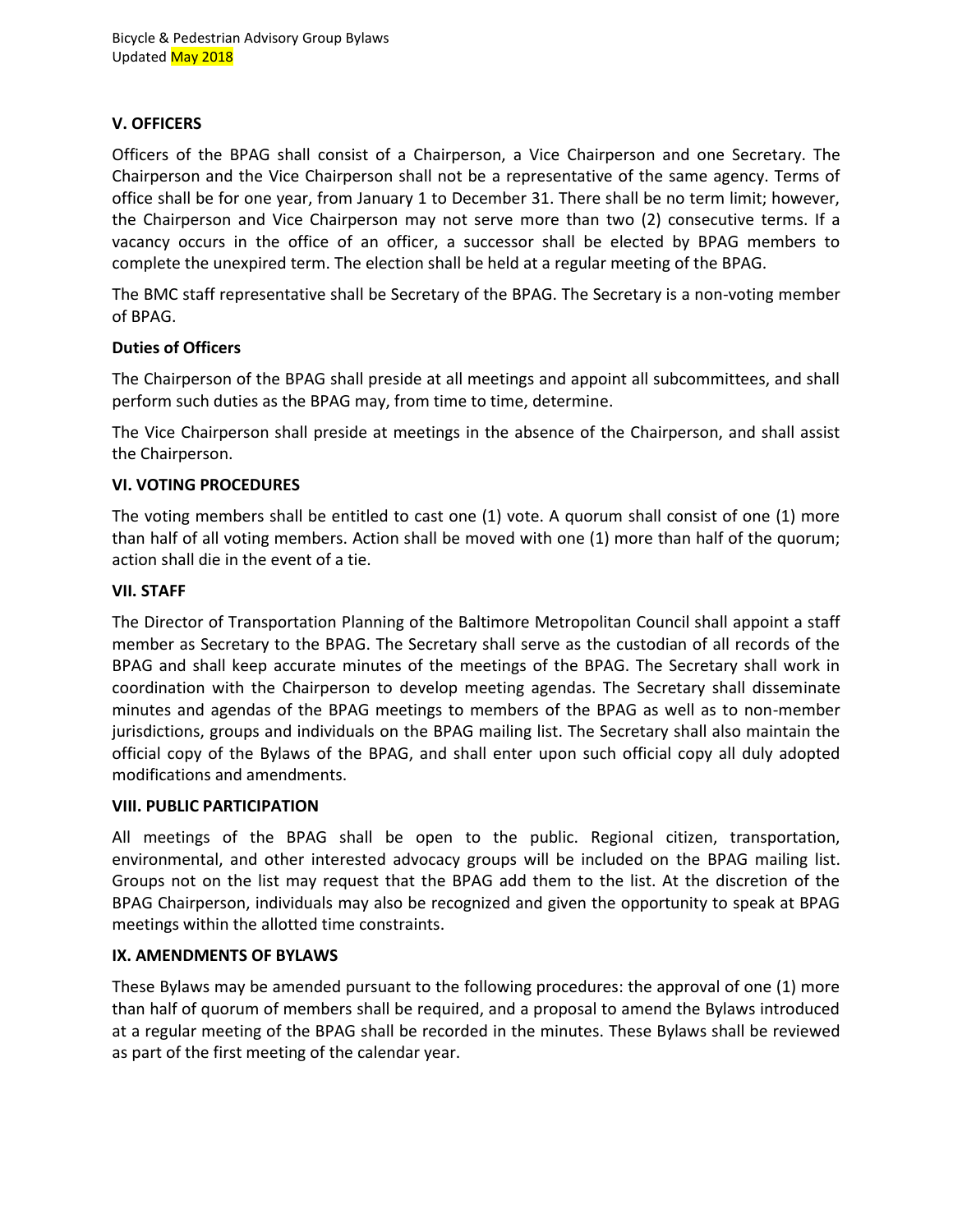## V. OFFICERS

Officers of the BPAG shall consist of a Chairperson, a Vice Chairperson and one Secretary. The Chairperson and the Vice Chairperson shall not be a representative of the same agency. Terms of office shall be for one year, from January 1 to December 31. There shall be no term limit; however, the Chairperson and Vice Chairperson may not serve more than two (2) consecutive terms. If a vacancy occurs in the office of an officer, a successor shall be elected by BPAG members to complete the unexpired term. The election shall be held at a regular meeting of the BPAG.

The BMC staff representative shall be Secretary of the BPAG. The Secretary is a non-voting member of BPAG.

### Duties of Officers

The Chairperson of the BPAG shall preside at all meetings and appoint all subcommittees, and shall perform such duties as the BPAG may, from time to time, determine.

The Vice Chairperson shall preside at meetings in the absence of the Chairperson, and shall assist the Chairperson.

## VI. VOTING PROCEDURES

The voting members shall be entitled to cast one (1) vote. A quorum shall consist of one (1) more than half of all voting members. Action shall be moved with one (1) more than half of the quorum; action shall die in the event of a tie.

## VII. STAFF

The Director of Transportation Planning of the Baltimore Metropolitan Council shall appoint a staff member as Secretary to the BPAG. The Secretary shall serve as the custodian of all records of the BPAG and shall keep accurate minutes of the meetings of the BPAG. The Secretary shall work in coordination with the Chairperson to develop meeting agendas. The Secretary shall disseminate minutes and agendas of the BPAG meetings to members of the BPAG as well as to non-member jurisdictions, groups and individuals on the BPAG mailing list. The Secretary shall also maintain the official copy of the Bylaws of the BPAG, and shall enter upon such official copy all duly adopted modifications and amendments.

## VIII. PUBLIC PARTICIPATION

All meetings of the BPAG shall be open to the public. Regional citizen, transportation, environmental, and other interested advocacy groups will be included on the BPAG mailing list. Groups not on the list may request that the BPAG add them to the list. At the discretion of the BPAG Chairperson, individuals may also be recognized and given the opportunity to speak at BPAG meetings within the allotted time constraints.

## IX. AMENDMENTS OF BYLAWS

These Bylaws may be amended pursuant to the following procedures: the approval of one (1) more than half of quorum of members shall be required, and a proposal to amend the Bylaws introduced at a regular meeting of the BPAG shall be recorded in the minutes. These Bylaws shall be reviewed as part of the first meeting of the calendar year.